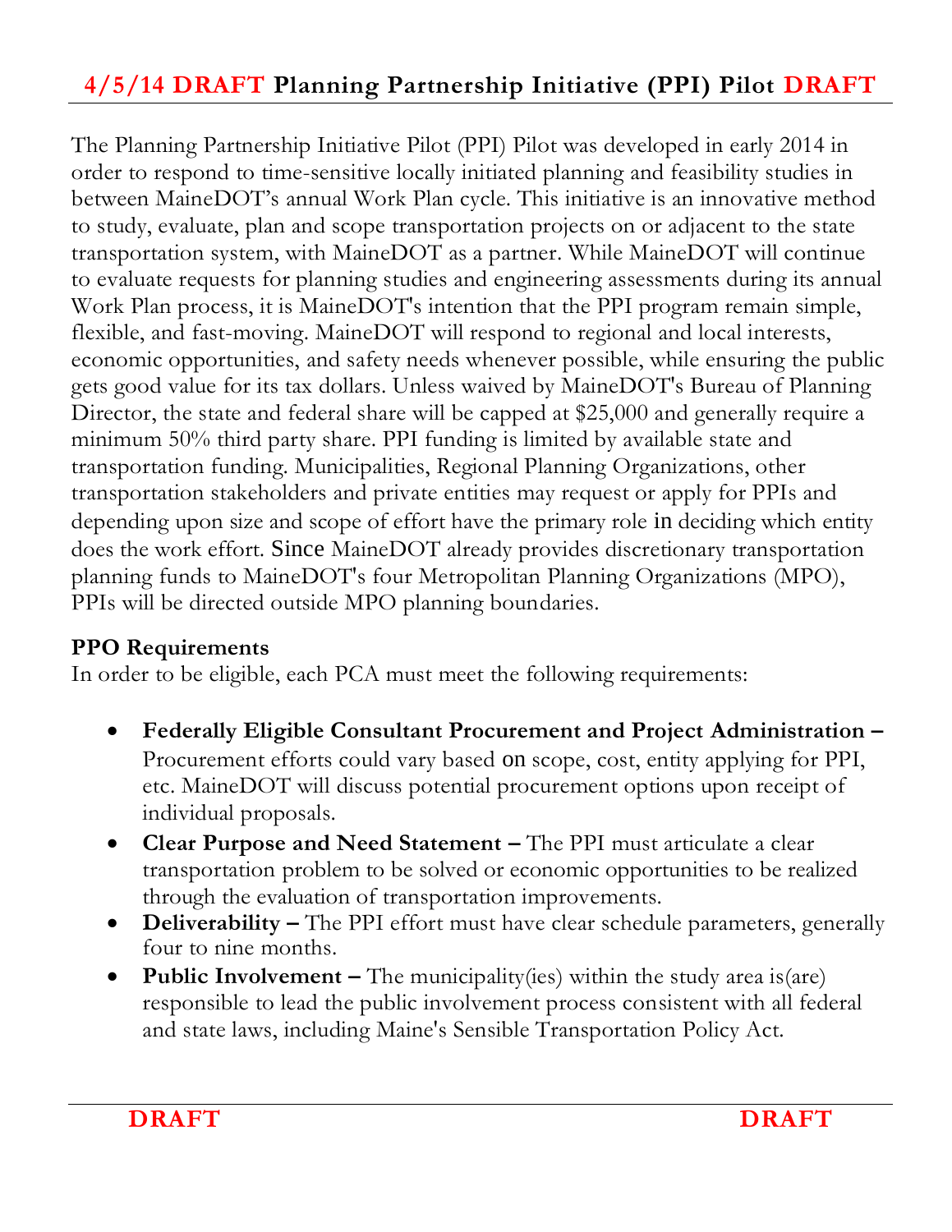# 4/5/14 DRAFT Planning Partnership Initiative (PPI) Pilot DRAFT

The Planning Partnership Initiative Pilot (PPI) Pilot was developed in early 2014 in order to respond to time-sensitive locally initiated planning and feasibility studies in between MaineDOT's annual Work Plan cycle. This initiative is an innovative method to study, evaluate, plan and scope transportation projects on or adjacent to the state transportation system, with MaineDOT as a partner. While MaineDOT will continue to evaluate requests for planning studies and engineering assessments during its annual Work Plan process, it is MaineDOT's intention that the PPI program remain simple, flexible, and fast-moving. MaineDOT will respond to regional and local interests, economic opportunities, and safety needs whenever possible, while ensuring the public gets good value for its tax dollars. Unless waived by MaineDOT's Bureau of Planning Director, the state and federal share will be capped at $25,000 and generally require a minimum 50% third party share. PPI funding is limited by available state and transportation funding. Municipalities, Regional Planning Organizations, other transportation stakeholders and private entities may request or apply for PPIs and depending upon size and scope of effort have the primary role in deciding which entity does the work effort. Since MaineDOT already provides discretionary transportation planning funds to MaineDOT's four Metropolitan Planning Organizations (MPO), PPIs will be directed outside MPO planning boundaries.

**PPO Requirements**

In order to be eligible, each PCA must meet the following requirements:

- **Federally Eligible Consultant Procurement and Project Administration –** Procurement efforts could vary based on scope, cost, entity applying for PPI, etc. MaineDOT will discuss potential procurement options upon receipt of individual proposals.
- **Clear Purpose and Need Statement –** The PPI must articulate a clear transportation problem to be solved or economic opportunities to be realized through the evaluation of transportation improvements.
- **Deliverability –** The PPI effort must have clear schedule parameters, generally four to nine months.
- **Public Involvement –** The municipality(ies) within the study area is(are) responsible to lead the public involvement process consistent with all federal and state laws, including Maine's Sensible Transportation Policy Act.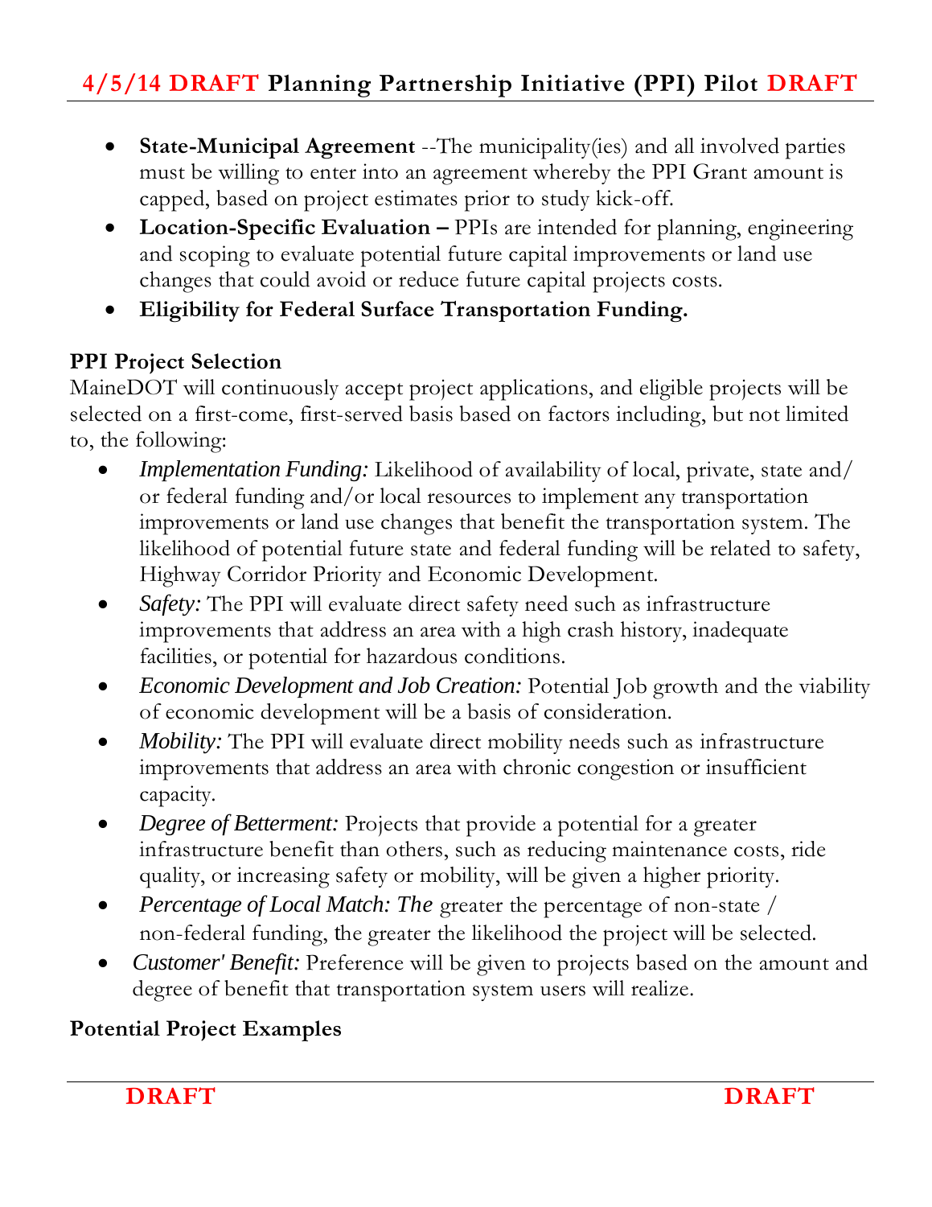- **State-Municipal Agreement** --The municipality(ies) and all involved parties must be willing to enter into an agreement whereby the PPI Grant amount is capped, based on project estimates prior to study kick-off.
- **Location-Specific Evaluation –** PPIs are intended for planning, engineering and scoping to evaluate potential future capital improvements or land use changes that could avoid or reduce future capital projects costs.
- **Eligibility for Federal Surface Transportation Funding.**

**PPI Project Selection**

MaineDOT will continuously accept project applications, and eligible projects will be selected on a first-come, first-served basis based on factors including, but not limited to, the following:

- *Implementation Funding:* Likelihood of availability of local, private, state and/ or federal funding and/or local resources to implement any transportation improvements or land use changes that benefit the transportation system. The likelihood of potential future state and federal funding will be related to safety, Highway Corridor Priority and Economic Development.
- *Safety:* The PPI will evaluate direct safety need such as infrastructure improvements that address an area with a high crash history, inadequate facilities, or potential for hazardous conditions.
- *Economic Development and Job Creation:* Potential Job growth and the viability of economic development will be a basis of consideration.
- *Mobility:* The PPI will evaluate direct mobility needs such as infrastructure improvements that address an area with chronic congestion or insufficient capacity.
- *Degree of Betterment:* Projects that provide a potential for a greater infrastructure benefit than others, such as reducing maintenance costs, ride quality, or increasing safety or mobility, will be given a higher priority.
- *Percentage of Local Match: The* greater the percentage of non-state / non-federal funding, the greater the likelihood the project will be selected.
- *Customer' Benefit:* Preference will be given to projects based on the amount and degree of benefit that transportation system users will realize.

**Potential Project Examples**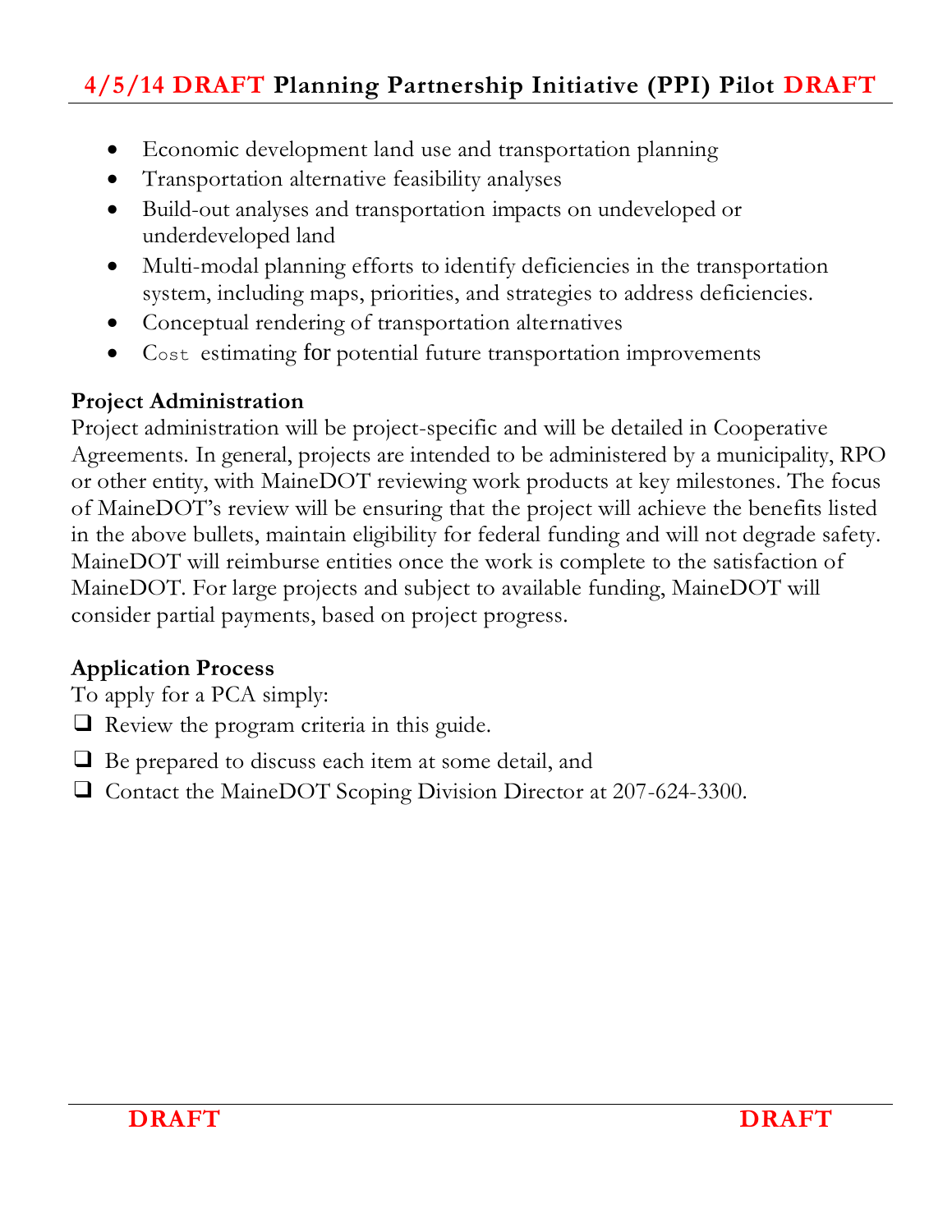- Economic development land use and transportation planning
- Transportation alternative feasibility analyses
- Build-out analyses and transportation impacts on undeveloped or underdeveloped land
- Multi-modal planning efforts to identify deficiencies in the transportation system, including maps, priorities, and strategies to address deficiencies.
- Conceptual rendering of transportation alternatives
- Cost estimating for potential future transportation improvements

**Project Administration**

Project administration will be project-specific and will be detailed in Cooperative Agreements. In general, projects are intended to be administered by a municipality, RPO or other entity, with MaineDOT reviewing work products at key milestones. The focus of MaineDOT's review will be ensuring that the project will achieve the benefits listed in the above bullets, maintain eligibility for federal funding and will not degrade safety. MaineDOT will reimburse entities once the work is complete to the satisfaction of MaineDOT. For large projects and subject to available funding, MaineDOT will consider partial payments, based on project progress.

**Application Process**

To apply for a PCA simply:

- ❑ Review the program criteria in this guide.
- ❑ Be prepared to discuss each item at some detail, and
- ❑ Contact the MaineDOT Scoping Division Director at 207-624-3300.